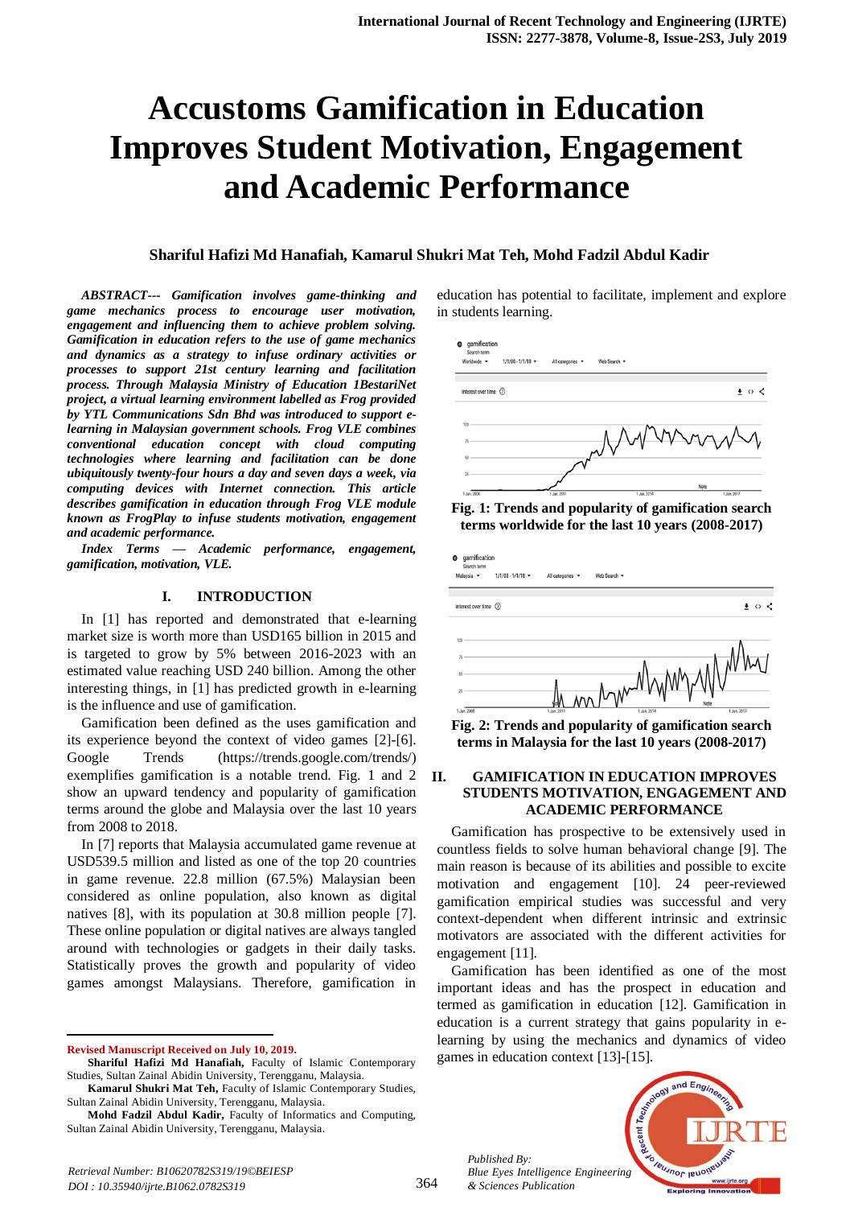# Accustoms Gamification in Education Improves Student Motivation, Engagement and Academic Performance

**Shariful Hafizi Md Hanafiah, Kamarul Shukri Mat Teh, Mohd Fadzil Abdul Kadir**

***ABSTRACT--- Gamification involves game-thinking and game mechanics process to encourage user motivation, engagement and influencing them to achieve problem solving. Gamification in education refers to the use of game mechanics and dynamics as a strategy to infuse ordinary activities or processes to support 21st century learning and facilitation process. Through Malaysia Ministry of Education 1BestariNet project, a virtual learning environment labelled as Frog provided by YTL Communications Sdn Bhd was introduced to support e-learning in Malaysian government schools. Frog VLE combines conventional education concept with cloud computing technologies where learning and facilitation can be done ubiquitously twenty-four hours a day and seven days a week, via computing devices with Internet connection. This article describes gamification in education through Frog VLE module known as FrogPlay to infuse students motivation, engagement and academic performance.***

***Index Terms — Academic performance, engagement, gamification, motivation, VLE.***

## I. INTRODUCTION

In [1] has reported and demonstrated that e-learning market size is worth more than USD165 billion in 2015 and is targeted to grow by 5% between 2016-2023 with an estimated value reaching USD 240 billion. Among the other interesting things, in [1] has predicted growth in e-learning is the influence and use of gamification.

Gamification been defined as the uses gamification and its experience beyond the context of video games [2]-[6]. Google Trends (https://trends.google.com/trends/) exemplifies gamification is a notable trend. Fig. 1 and 2 show an upward tendency and popularity of gamification terms around the globe and Malaysia over the last 10 years from 2008 to 2018.

In [7] reports that Malaysia accumulated game revenue at USD539.5 million and listed as one of the top 20 countries in game revenue. 22.8 million (67.5%) Malaysian been considered as online population, also known as digital natives [8], with its population at 30.8 million people [7]. These online population or digital natives are always tangled around with technologies or gadgets in their daily tasks. Statistically proves the growth and popularity of video games amongst Malaysians. Therefore, gamification in education has potential to facilitate, implement and explore in students learning.

**Fig. 1: Trends and popularity of gamification search terms worldwide for the last 10 years (2008-2017)**

**Fig. 2: Trends and popularity of gamification search terms in Malaysia for the last 10 years (2008-2017)**

## II. GAMIFICATION IN EDUCATION IMPROVES STUDENTS MOTIVATION, ENGAGEMENT AND ACADEMIC PERFORMANCE

Gamification has prospective to be extensively used in countless fields to solve human behavioral change [9]. The main reason is because of its abilities and possible to excite motivation and engagement [10]. 24 peer-reviewed gamification empirical studies was successful and very context-dependent when different intrinsic and extrinsic motivators are associated with the different activities for engagement [11].

Gamification has been identified as one of the most important ideas and has the prospect in education and termed as gamification in education [12]. Gamification in education is a current strategy that gains popularity in e-learning by using the mechanics and dynamics of video games in education context [13]-[15].

---

**Revised Manuscript Received on July 10, 2019.**

**Shariful Hafizi Md Hanafiah,** Faculty of Islamic Contemporary Studies, Sultan Zainal Abidin University, Terengganu, Malaysia.

**Kamarul Shukri Mat Teh,** Faculty of Islamic Contemporary Studies, Sultan Zainal Abidin University, Terengganu, Malaysia.

**Mohd Fadzil Abdul Kadir,** Faculty of Informatics and Computing, Sultan Zainal Abidin University, Terengganu, Malaysia.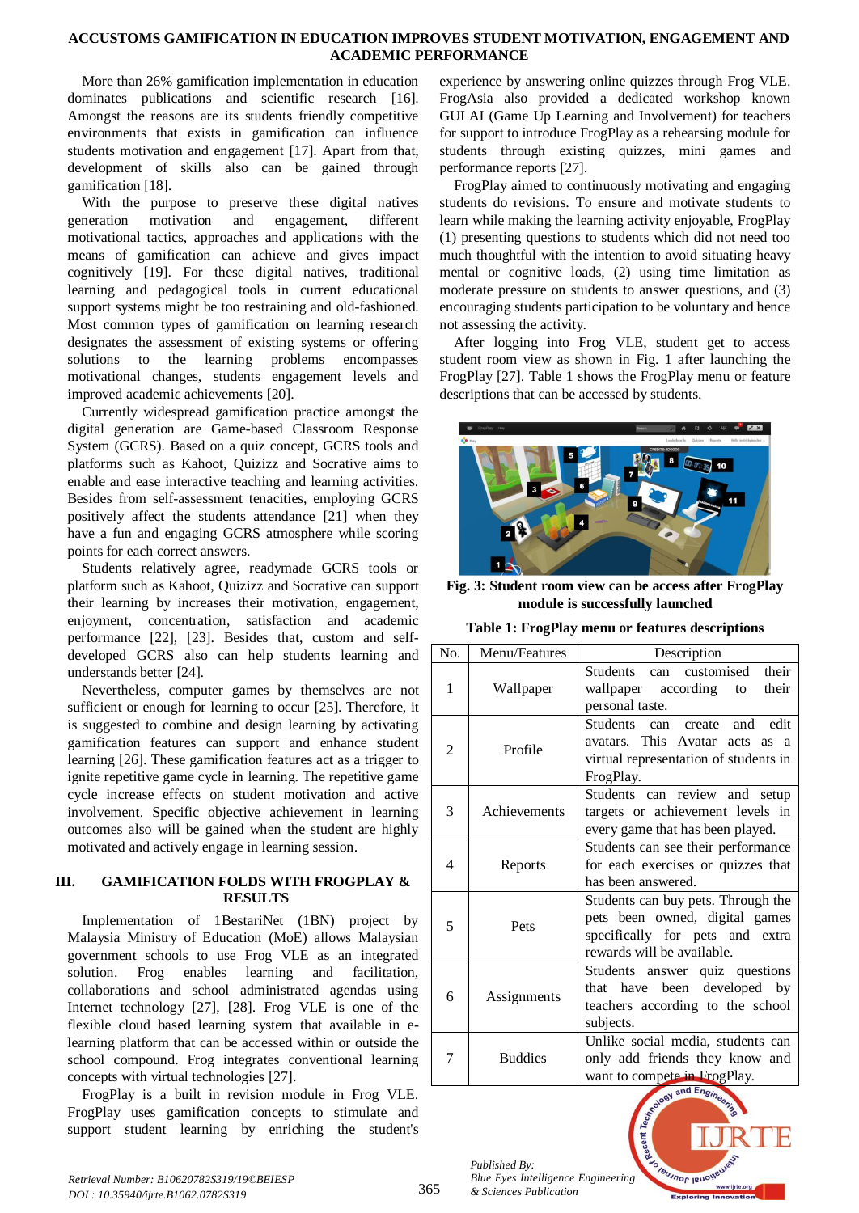More than 26% gamification implementation in education dominates publications and scientific research [16]. Amongst the reasons are its students friendly competitive environments that exists in gamification can influence students motivation and engagement [17]. Apart from that, development of skills also can be gained through gamification [18].

With the purpose to preserve these digital natives generation motivation and engagement, different motivational tactics, approaches and applications with the means of gamification can achieve and gives impact cognitively [19]. For these digital natives, traditional learning and pedagogical tools in current educational support systems might be too restraining and old-fashioned. Most common types of gamification on learning research designates the assessment of existing systems or offering solutions to the learning problems encompasses motivational changes, students engagement levels and improved academic achievements [20].

Currently widespread gamification practice amongst the digital generation are Game-based Classroom Response System (GCRS). Based on a quiz concept, GCRS tools and platforms such as Kahoot, Quizizz and Socrative aims to enable and ease interactive teaching and learning activities. Besides from self-assessment tenacities, employing GCRS positively affect the students attendance [21] when they have a fun and engaging GCRS atmosphere while scoring points for each correct answers.

Students relatively agree, readymade GCRS tools or platform such as Kahoot, Quizizz and Socrative can support their learning by increases their motivation, engagement, enjoyment, concentration, satisfaction and academic performance [22], [23]. Besides that, custom and self-developed GCRS also can help students learning and understands better [24].

Nevertheless, computer games by themselves are not sufficient or enough for learning to occur [25]. Therefore, it is suggested to combine and design learning by activating gamification features can support and enhance student learning [26]. These gamification features act as a trigger to ignite repetitive game cycle in learning. The repetitive game cycle increase effects on student motivation and active involvement. Specific objective achievement in learning outcomes also will be gained when the student are highly motivated and actively engage in learning session.

## III. GAMIFICATION FOLDS WITH FROGPLAY & RESULTS

Implementation of 1BestariNet (1BN) project by Malaysia Ministry of Education (MoE) allows Malaysian government schools to use Frog VLE as an integrated solution. Frog enables learning and facilitation, collaborations and school administrated agendas using Internet technology [27], [28]. Frog VLE is one of the flexible cloud based learning system that available in e-learning platform that can be accessed within or outside the school compound. Frog integrates conventional learning concepts with virtual technologies [27].

FrogPlay is a built in revision module in Frog VLE. FrogPlay uses gamification concepts to stimulate and support student learning by enriching the student's experience by answering online quizzes through Frog VLE. FrogAsia also provided a dedicated workshop known GULAI (Game Up Learning and Involvement) for teachers for support to introduce FrogPlay as a rehearsing module for students through existing quizzes, mini games and performance reports [27].

FrogPlay aimed to continuously motivating and engaging students do revisions. To ensure and motivate students to learn while making the learning activity enjoyable, FrogPlay (1) presenting questions to students which did not need too much thoughtful with the intention to avoid situating heavy mental or cognitive loads, (2) using time limitation as moderate pressure on students to answer questions, and (3) encouraging students participation to be voluntary and hence not assessing the activity.

After logging into Frog VLE, student get to access student room view as shown in Fig. 1 after launching the FrogPlay [27]. Table 1 shows the FrogPlay menu or feature descriptions that can be accessed by students.

**Fig. 3: Student room view can be access after FrogPlay module is successfully launched**

**Table 1: FrogPlay menu or features descriptions**

| No. | Menu/Features | Description |
|---|---|---|
| 1 | Wallpaper | Students can customised their wallpaper according to their personal taste. |
| 2 | Profile | Students can create and edit avatars. This Avatar acts as a virtual representation of students in FrogPlay. |
| 3 | Achievements | Students can review and setup targets or achievement levels in every game that has been played. |
| 4 | Reports | Students can see their performance for each exercises or quizzes that has been answered. |
| 5 | Pets | Students can buy pets. Through the pets been owned, digital games specifically for pets and extra rewards will be available. |
| 6 | Assignments | Students answer quiz questions that have been developed by teachers according to the school subjects. |
| 7 | Buddies | Unlike social media, students can only add friends they know and want to compete in FrogPlay. |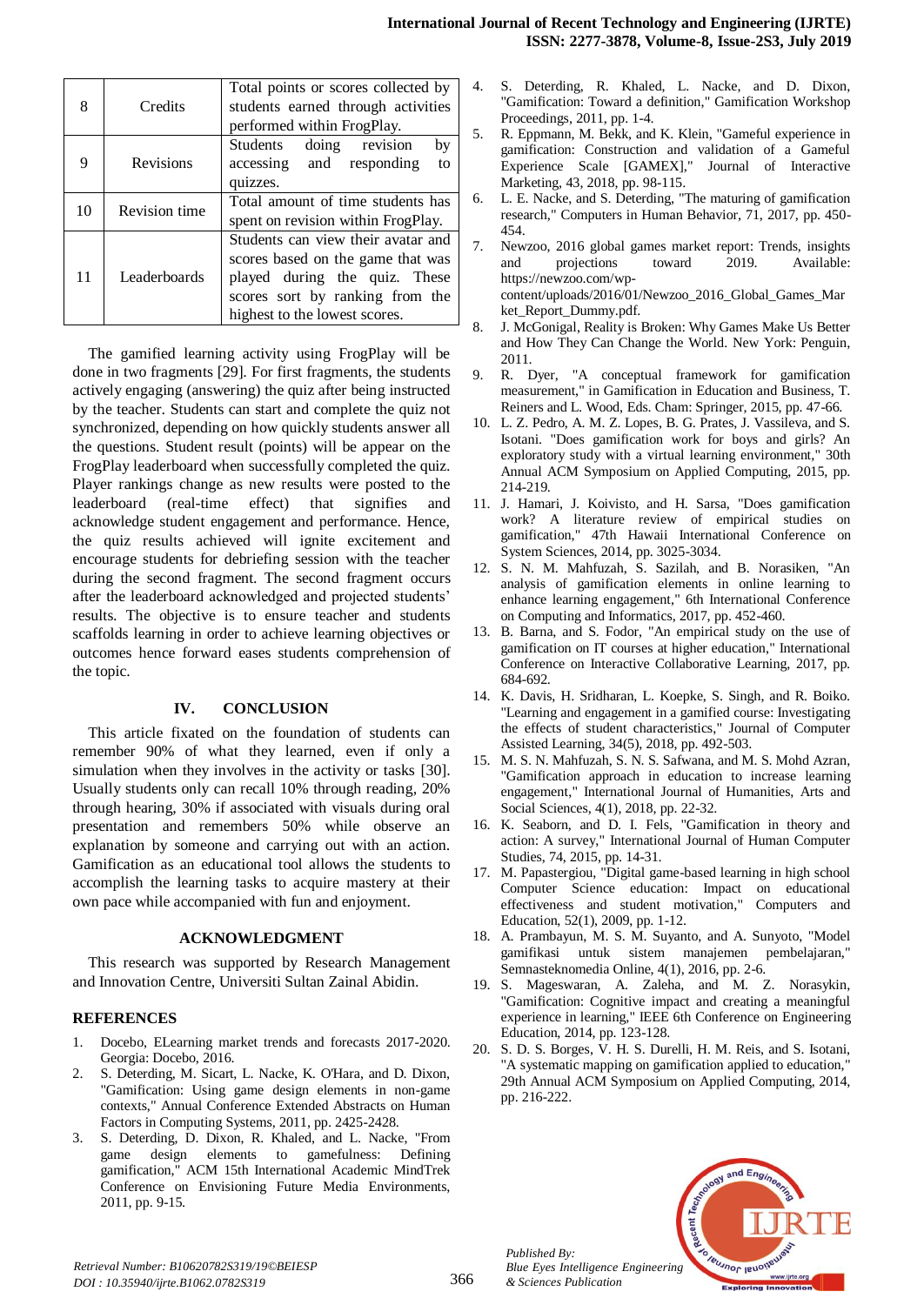| 8 | Credits | Total points or scores collected by students earned through activities performed within FrogPlay. |
|---|---|---|
| 9 | Revisions | Students doing revision by accessing and responding to quizzes. |
| 10 | Revision time | Total amount of time students has spent on revision within FrogPlay. |
| 11 | Leaderboards | Students can view their avatar and scores based on the game that was played during the quiz. These scores sort by ranking from the highest to the lowest scores. |

The gamified learning activity using FrogPlay will be done in two fragments [29]. For first fragments, the students actively engaging (answering) the quiz after being instructed by the teacher. Students can start and complete the quiz not synchronized, depending on how quickly students answer all the questions. Student result (points) will be appear on the FrogPlay leaderboard when successfully completed the quiz. Player rankings change as new results were posted to the leaderboard (real-time effect) that signifies and acknowledge student engagement and performance. Hence, the quiz results achieved will ignite excitement and encourage students for debriefing session with the teacher during the second fragment. The second fragment occurs after the leaderboard acknowledged and projected students' results. The objective is to ensure teacher and students scaffolds learning in order to achieve learning objectives or outcomes hence forward eases students comprehension of the topic.

## IV. CONCLUSION

This article fixated on the foundation of students can remember 90% of what they learned, even if only a simulation when they involves in the activity or tasks [30]. Usually students only can recall 10% through reading, 20% through hearing, 30% if associated with visuals during oral presentation and remembers 50% while observe an explanation by someone and carrying out with an action. Gamification as an educational tool allows the students to accomplish the learning tasks to acquire mastery at their own pace while accompanied with fun and enjoyment.

## ACKNOWLEDGMENT

This research was supported by Research Management and Innovation Centre, Universiti Sultan Zainal Abidin.

## REFERENCES

1. Docebo, ELearning market trends and forecasts 2017-2020. Georgia: Docebo, 2016.
2. S. Deterding, M. Sicart, L. Nacke, K. O'Hara, and D. Dixon, "Gamification: Using game design elements in non-game contexts," Annual Conference Extended Abstracts on Human Factors in Computing Systems, 2011, pp. 2425-2428.
3. S. Deterding, D. Dixon, R. Khaled, and L. Nacke, "From game design elements to gamefulness: Defining gamification," ACM 15th International Academic MindTrek Conference on Envisioning Future Media Environments, 2011, pp. 9-15.
4. S. Deterding, R. Khaled, L. Nacke, and D. Dixon, "Gamification: Toward a definition," Gamification Workshop Proceedings, 2011, pp. 1-4.
5. R. Eppmann, M. Bekk, and K. Klein, "Gameful experience in gamification: Construction and validation of a Gameful Experience Scale [GAMEX]," Journal of Interactive Marketing, 43, 2018, pp. 98-115.
6. L. E. Nacke, and S. Deterding, "The maturing of gamification research," Computers in Human Behavior, 71, 2017, pp. 450-454.
7. Newzoo, 2016 global games market report: Trends, insights and projections toward 2019. Available: https://newzoo.com/wp-content/uploads/2016/01/Newzoo_2016_Global_Games_Market_Report_Dummy.pdf.
8. J. McGonigal, Reality is Broken: Why Games Make Us Better and How They Can Change the World. New York: Penguin, 2011.
9. R. Dyer, "A conceptual framework for gamification measurement," in Gamification in Education and Business, T. Reiners and L. Wood, Eds. Cham: Springer, 2015, pp. 47-66.
10. L. Z. Pedro, A. M. Z. Lopes, B. G. Prates, J. Vassileva, and S. Isotani. "Does gamification work for boys and girls? An exploratory study with a virtual learning environment," 30th Annual ACM Symposium on Applied Computing, 2015, pp. 214-219.
11. J. Hamari, J. Koivisto, and H. Sarsa, "Does gamification work? A literature review of empirical studies on gamification," 47th Hawaii International Conference on System Sciences, 2014, pp. 3025-3034.
12. S. N. M. Mahfuzah, S. Sazilah, and B. Norasiken, "An analysis of gamification elements in online learning to enhance learning engagement," 6th International Conference on Computing and Informatics, 2017, pp. 452-460.
13. B. Barna, and S. Fodor, "An empirical study on the use of gamification on IT courses at higher education," International Conference on Interactive Collaborative Learning, 2017, pp. 684-692.
14. K. Davis, H. Sridharan, L. Koepke, S. Singh, and R. Boiko. "Learning and engagement in a gamified course: Investigating the effects of student characteristics," Journal of Computer Assisted Learning, 34(5), 2018, pp. 492-503.
15. M. S. N. Mahfuzah, S. N. S. Safwana, and M. S. Mohd Azran, "Gamification approach in education to increase learning engagement," International Journal of Humanities, Arts and Social Sciences, 4(1), 2018, pp. 22-32.
16. K. Seaborn, and D. I. Fels, "Gamification in theory and action: A survey," International Journal of Human Computer Studies, 74, 2015, pp. 14-31.
17. M. Papastergiou, "Digital game-based learning in high school Computer Science education: Impact on educational effectiveness and student motivation," Computers and Education, 52(1), 2009, pp. 1-12.
18. A. Prambayun, M. S. M. Suyanto, and A. Sunyoto, "Model gamifikasi untuk sistem manajemen pembelajaran," Semnasteknomedia Online, 4(1), 2016, pp. 2-6.
19. S. Mageswaran, A. Zaleha, and M. Z. Norasykin, "Gamification: Cognitive impact and creating a meaningful experience in learning," IEEE 6th Conference on Engineering Education, 2014, pp. 123-128.
20. S. D. S. Borges, V. H. S. Durelli, H. M. Reis, and S. Isotani, "A systematic mapping on gamification applied to education," 29th Annual ACM Symposium on Applied Computing, 2014, pp. 216-222.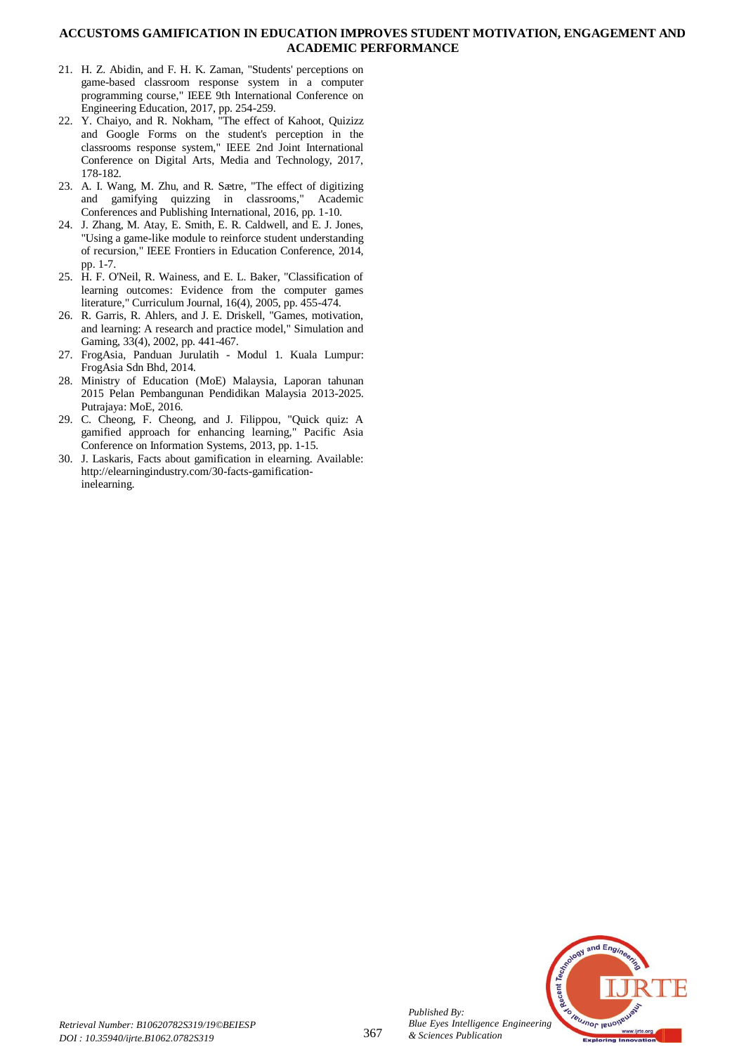21. H. Z. Abidin, and F. H. K. Zaman, "Students' perceptions on game-based classroom response system in a computer programming course," IEEE 9th International Conference on Engineering Education, 2017, pp. 254-259.
22. Y. Chaiyo, and R. Nokham, "The effect of Kahoot, Quizizz and Google Forms on the student's perception in the classrooms response system," IEEE 2nd Joint International Conference on Digital Arts, Media and Technology, 2017, 178-182.
23. A. I. Wang, M. Zhu, and R. Sætre, "The effect of digitizing and gamifying quizzing in classrooms," Academic Conferences and Publishing International, 2016, pp. 1-10.
24. J. Zhang, M. Atay, E. Smith, E. R. Caldwell, and E. J. Jones, "Using a game-like module to reinforce student understanding of recursion," IEEE Frontiers in Education Conference, 2014, pp. 1-7.
25. H. F. O'Neil, R. Wainess, and E. L. Baker, "Classification of learning outcomes: Evidence from the computer games literature," Curriculum Journal, 16(4), 2005, pp. 455-474.
26. R. Garris, R. Ahlers, and J. E. Driskell, "Games, motivation, and learning: A research and practice model," Simulation and Gaming, 33(4), 2002, pp. 441-467.
27. FrogAsia, Panduan Jurulatih - Modul 1. Kuala Lumpur: FrogAsia Sdn Bhd, 2014.
28. Ministry of Education (MoE) Malaysia, Laporan tahunan 2015 Pelan Pembangunan Pendidikan Malaysia 2013-2025. Putrajaya: MoE, 2016.
29. C. Cheong, F. Cheong, and J. Filippou, "Quick quiz: A gamified approach for enhancing learning," Pacific Asia Conference on Information Systems, 2013, pp. 1-15.
30. J. Laskaris, Facts about gamification in elearning. Available: http://elearningindustry.com/30-facts-gamification-inelearning.